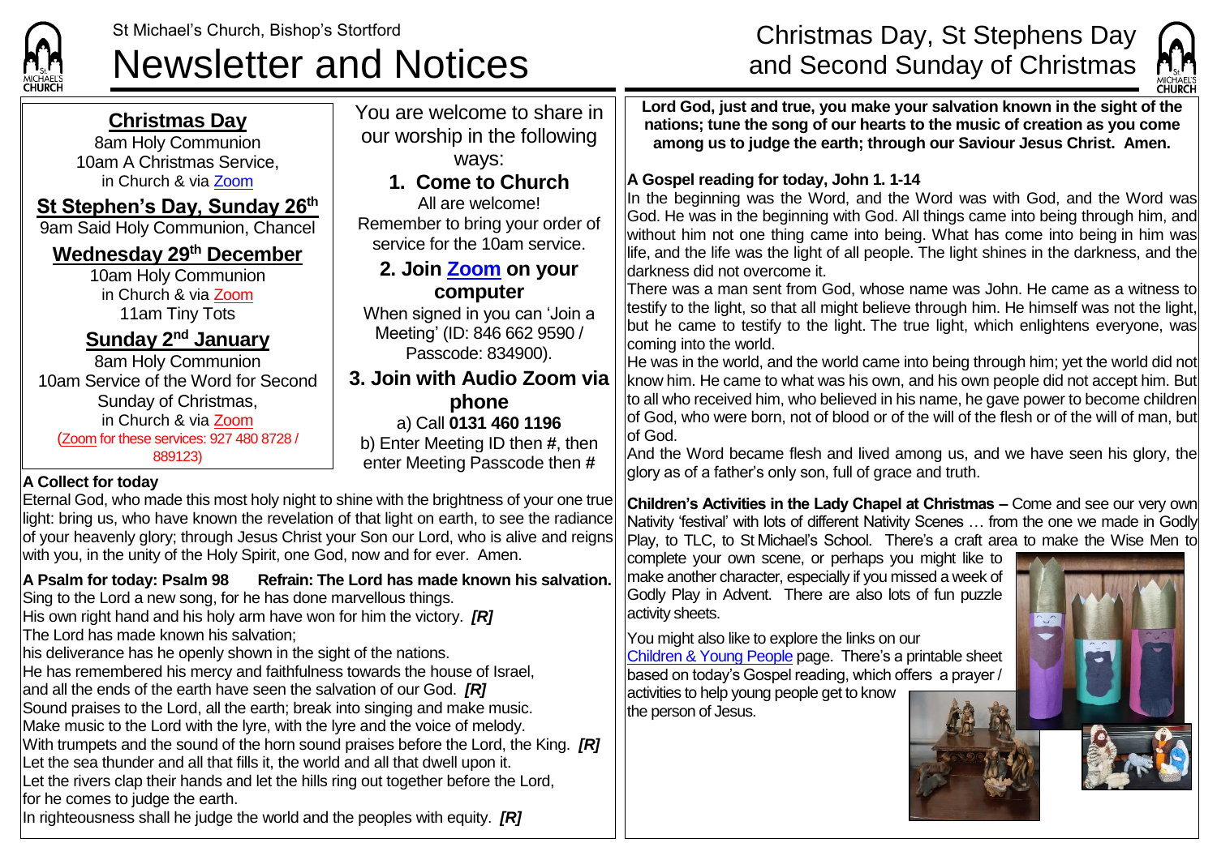St Michael's Church, Bishop's Stortford

# Newsletter and Notices

# Christmas Day, St Stephens Day and Second Sunday of Christmas

## Christmas Day

8am Holy Communion

10am A Christmas Service, in Church & via Zoom

## St Stephen's Day, Sunday 26th

9am Said Holy Communion, Chancel

## Wednesday 29th December

10am Holy Communion in Church & via Zoom

11am Tiny Tots

## Sunday 2nd January

8am Holy Communion

10am Service of the Word for Second Sunday of Christmas, in Church & via Zoom

(Zoom for these services: 927 480 8728 / 889123)

You are welcome to share in our worship in the following ways:

### 1. Come to Church

All are welcome! Remember to bring your order of service for the 10am service.

### 2. Join Zoom on your computer

When signed in you can 'Join a Meeting' (ID: 846 662 9590 / Passcode: 834900).

### 3. Join with Audio Zoom via phone

a) Call **0131 460 1196**

b) Enter Meeting ID then **#**, then enter Meeting Passcode then **#**

**A Collect for today**

Eternal God, who made this most holy night to shine with the brightness of your one true light: bring us, who have known the revelation of that light on earth, to see the radiance of your heavenly glory; through Jesus Christ your Son our Lord, who is alive and reigns with you, in the unity of the Holy Spirit, one God, now and for ever. Amen.

**A Psalm for today: Psalm 98 Refrain: The Lord has made known his salvation.**

Sing to the Lord a new song, for he has done marvellous things.
His own right hand and his holy arm have won for him the victory. ***[R]***
The Lord has made known his salvation;
his deliverance has he openly shown in the sight of the nations.
He has remembered his mercy and faithfulness towards the house of Israel,
and all the ends of the earth have seen the salvation of our God. ***[R]***
Sound praises to the Lord, all the earth; break into singing and make music.
Make music to the Lord with the lyre, with the lyre and the voice of melody.
With trumpets and the sound of the horn sound praises before the Lord, the King. ***[R]***
Let the sea thunder and all that fills it, the world and all that dwell upon it.
Let the rivers clap their hands and let the hills ring out together before the Lord,
for he comes to judge the earth.
In righteousness shall he judge the world and the peoples with equity. ***[R]***

**Lord God, just and true, you make your salvation known in the sight of the nations; tune the song of our hearts to the music of creation as you come among us to judge the earth; through our Saviour Jesus Christ. Amen.**

**A Gospel reading for today, John 1. 1-14**

In the beginning was the Word, and the Word was with God, and the Word was God. He was in the beginning with God. All things came into being through him, and without him not one thing came into being. What has come into being in him was life, and the life was the light of all people. The light shines in the darkness, and the darkness did not overcome it.

There was a man sent from God, whose name was John. He came as a witness to testify to the light, so that all might believe through him. He himself was not the light, but he came to testify to the light. The true light, which enlightens everyone, was coming into the world.

He was in the world, and the world came into being through him; yet the world did not know him. He came to what was his own, and his own people did not accept him. But to all who received him, who believed in his name, he gave power to become children of God, who were born, not of blood or of the will of the flesh or of the will of man, but of God.

And the Word became flesh and lived among us, and we have seen his glory, the glory as of a father's only son, full of grace and truth.

**Children's Activities in the Lady Chapel at Christmas –** Come and see our very own Nativity 'festival' with lots of different Nativity Scenes … from the one we made in Godly Play, to TLC, to St Michael's School. There's a craft area to make the Wise Men to complete your own scene, or perhaps you might like to make another character, especially if you missed a week of Godly Play in Advent. There are also lots of fun puzzle activity sheets.

You might also like to explore the links on our Children & Young People page. There's a printable sheet based on today's Gospel reading, which offers a prayer / activities to help young people get to know the person of Jesus.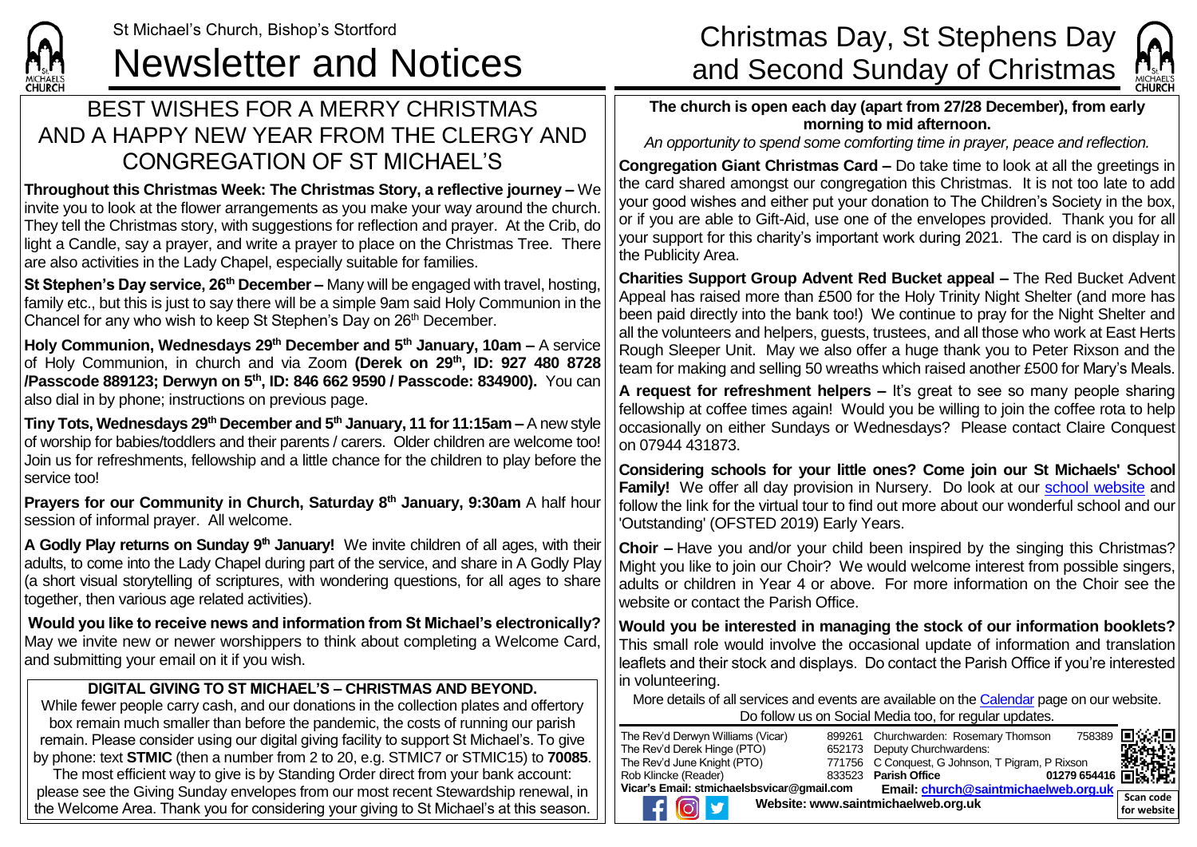St Michael's Church, Bishop's Stortford

# Newsletter and Notices

# Christmas Day, St Stephens Day and Second Sunday of Christmas

## BEST WISHES FOR A MERRY CHRISTMAS AND A HAPPY NEW YEAR FROM THE CLERGY AND CONGREGATION OF ST MICHAEL'S

**Throughout this Christmas Week: The Christmas Story, a reflective journey –** We invite you to look at the flower arrangements as you make your way around the church. They tell the Christmas story, with suggestions for reflection and prayer. At the Crib, do light a Candle, say a prayer, and write a prayer to place on the Christmas Tree. There are also activities in the Lady Chapel, especially suitable for families.

**St Stephen's Day service, 26th December –** Many will be engaged with travel, hosting, family etc., but this is just to say there will be a simple 9am said Holy Communion in the Chancel for any who wish to keep St Stephen's Day on 26th December.

**Holy Communion, Wednesdays 29th December and 5th January, 10am –** A service of Holy Communion, in church and via Zoom **(Derek on 29th, ID: 927 480 8728 /Passcode 889123; Derwyn on 5th, ID: 846 662 9590 / Passcode: 834900).** You can also dial in by phone; instructions on previous page.

**Tiny Tots, Wednesdays 29th December and 5th January, 11 for 11:15am –** A new style of worship for babies/toddlers and their parents / carers. Older children are welcome too! Join us for refreshments, fellowship and a little chance for the children to play before the service too!

**Prayers for our Community in Church, Saturday 8th January, 9:30am** A half hour session of informal prayer. All welcome.

**A Godly Play returns on Sunday 9th January!** We invite children of all ages, with their adults, to come into the Lady Chapel during part of the service, and share in A Godly Play (a short visual storytelling of scriptures, with wondering questions, for all ages to share together, then various age related activities).

**Would you like to receive news and information from St Michael's electronically?** May we invite new or newer worshippers to think about completing a Welcome Card, and submitting your email on it if you wish.

**DIGITAL GIVING TO ST MICHAEL'S – CHRISTMAS AND BEYOND.**

While fewer people carry cash, and our donations in the collection plates and offertory box remain much smaller than before the pandemic, the costs of running our parish remain. Please consider using our digital giving facility to support St Michael's. To give by phone: text **STMIC** (then a number from 2 to 20, e.g. STMIC7 or STMIC15) to **70085**.

The most efficient way to give is by Standing Order direct from your bank account: please see the Giving Sunday envelopes from our most recent Stewardship renewal, in the Welcome Area. Thank you for considering your giving to St Michael's at this season.

**The church is open each day (apart from 27/28 December), from early morning to mid afternoon.**

*An opportunity to spend some comforting time in prayer, peace and reflection.*

**Congregation Giant Christmas Card –** Do take time to look at all the greetings in the card shared amongst our congregation this Christmas. It is not too late to add your good wishes and either put your donation to The Children's Society in the box, or if you are able to Gift-Aid, use one of the envelopes provided. Thank you for all your support for this charity's important work during 2021. The card is on display in the Publicity Area.

**Charities Support Group Advent Red Bucket appeal –** The Red Bucket Advent Appeal has raised more than £500 for the Holy Trinity Night Shelter (and more has been paid directly into the bank too!) We continue to pray for the Night Shelter and all the volunteers and helpers, guests, trustees, and all those who work at East Herts Rough Sleeper Unit. May we also offer a huge thank you to Peter Rixson and the team for making and selling 50 wreaths which raised another £500 for Mary's Meals.

**A request for refreshment helpers –** It's great to see so many people sharing fellowship at coffee times again! Would you be willing to join the coffee rota to help occasionally on either Sundays or Wednesdays? Please contact Claire Conquest on 07944 431873.

**Considering schools for your little ones? Come join our St Michaels' School Family!** We offer all day provision in Nursery. Do look at our school website and follow the link for the virtual tour to find out more about our wonderful school and our 'Outstanding' (OFSTED 2019) Early Years.

**Choir –** Have you and/or your child been inspired by the singing this Christmas? Might you like to join our Choir? We would welcome interest from possible singers, adults or children in Year 4 or above. For more information on the Choir see the website or contact the Parish Office.

**Would you be interested in managing the stock of our information booklets?** This small role would involve the occasional update of information and translation leaflets and their stock and displays. Do contact the Parish Office if you're interested in volunteering.

More details of all services and events are available on the Calendar page on our website. Do follow us on Social Media too, for regular updates.

| | | | |
|---|---|---|---|
| The Rev'd Derwyn Williams (Vicar) | 899261 | Churchwarden: Rosemary Thomson | 758389 |
| The Rev'd Derek Hinge (PTO) | 652173 | Deputy Churchwardens: | |
| The Rev'd June Knight (PTO) | 771756 | C Conquest, G Johnson, T Pigram, P Rixson | |
| Rob Klincke (Reader) | 833523 | **Parish Office** | **01279 654416** |

**Vicar's Email: stmichaelsbsvicar@gmail.com** **Email: church@saintmichaelweb.org.uk**

**Website: www.saintmichaelweb.org.uk**

Scan code for website